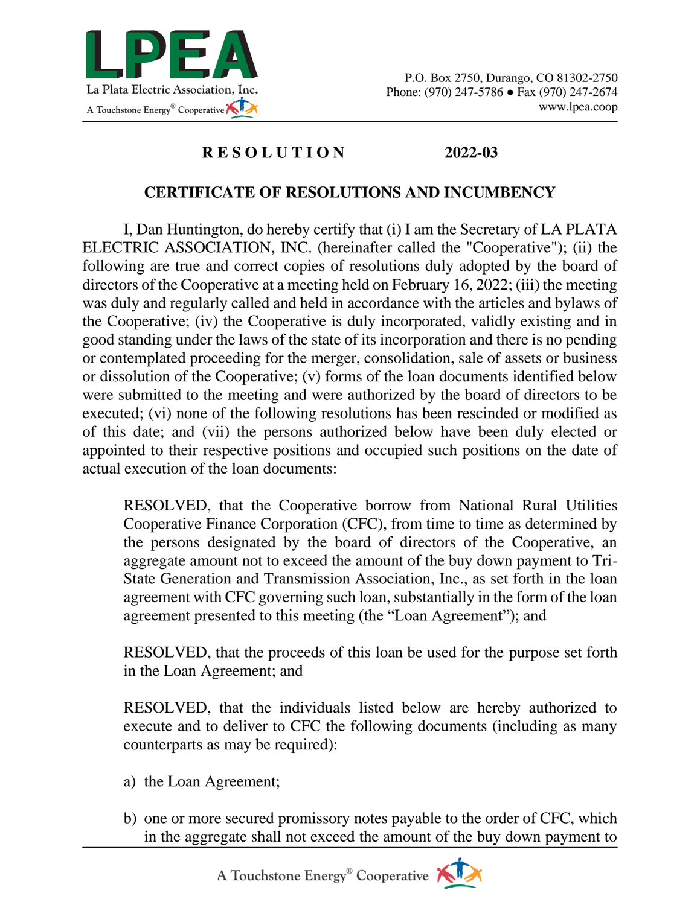**LPEA**

La Plata Electric Association, Inc.

A Touchstone Energy® Cooperative

P.O. Box 2750, Durango, CO 81302-2750
Phone: (970) 247-5786 ● Fax (970) 247-2674
www.lpea.coop

## RESOLUTION 2022-03

## CERTIFICATE OF RESOLUTIONS AND INCUMBENCY

I, Dan Huntington, do hereby certify that (i) I am the Secretary of LA PLATA ELECTRIC ASSOCIATION, INC. (hereinafter called the "Cooperative"); (ii) the following are true and correct copies of resolutions duly adopted by the board of directors of the Cooperative at a meeting held on February 16, 2022; (iii) the meeting was duly and regularly called and held in accordance with the articles and bylaws of the Cooperative; (iv) the Cooperative is duly incorporated, validly existing and in good standing under the laws of the state of its incorporation and there is no pending or contemplated proceeding for the merger, consolidation, sale of assets or business or dissolution of the Cooperative; (v) forms of the loan documents identified below were submitted to the meeting and were authorized by the board of directors to be executed; (vi) none of the following resolutions has been rescinded or modified as of this date; and (vii) the persons authorized below have been duly elected or appointed to their respective positions and occupied such positions on the date of actual execution of the loan documents:

> RESOLVED, that the Cooperative borrow from National Rural Utilities Cooperative Finance Corporation (CFC), from time to time as determined by the persons designated by the board of directors of the Cooperative, an aggregate amount not to exceed the amount of the buy down payment to Tri-State Generation and Transmission Association, Inc., as set forth in the loan agreement with CFC governing such loan, substantially in the form of the loan agreement presented to this meeting (the "Loan Agreement"); and
>
> RESOLVED, that the proceeds of this loan be used for the purpose set forth in the Loan Agreement; and
>
> RESOLVED, that the individuals listed below are hereby authorized to execute and to deliver to CFC the following documents (including as many counterparts as may be required):
>
> a) the Loan Agreement;
>
> b) one or more secured promissory notes payable to the order of CFC, which in the aggregate shall not exceed the amount of the buy down payment to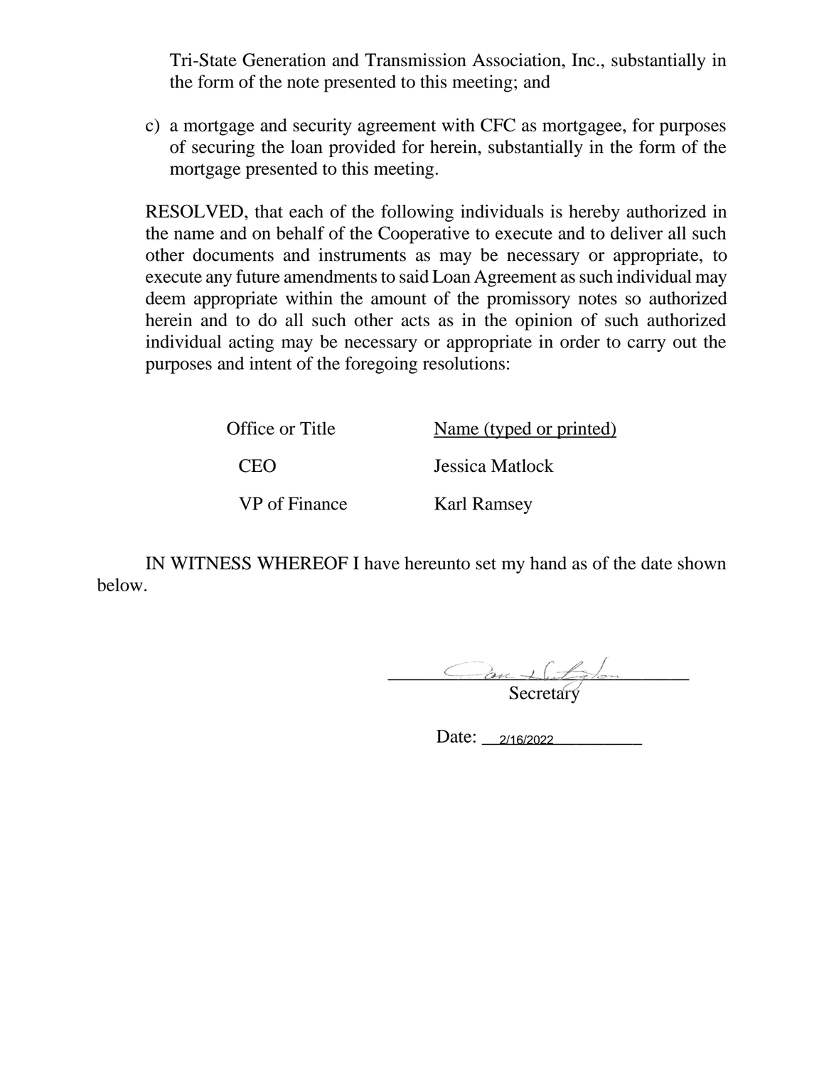Tri-State Generation and Transmission Association, Inc., substantially in the form of the note presented to this meeting; and

c) a mortgage and security agreement with CFC as mortgagee, for purposes of securing the loan provided for herein, substantially in the form of the mortgage presented to this meeting.

RESOLVED, that each of the following individuals is hereby authorized in the name and on behalf of the Cooperative to execute and to deliver all such other documents and instruments as may be necessary or appropriate, to execute any future amendments to said Loan Agreement as such individual may deem appropriate within the amount of the promissory notes so authorized herein and to do all such other acts as in the opinion of such authorized individual acting may be necessary or appropriate in order to carry out the purposes and intent of the foregoing resolutions:

| Office or Title | Name (typed or printed) |
| --- | --- |
| CEO | Jessica Matlock |
| VP of Finance | Karl Ramsey |

IN WITNESS WHEREOF I have hereunto set my hand as of the date shown below.

Secretary

Date: 2/16/2022